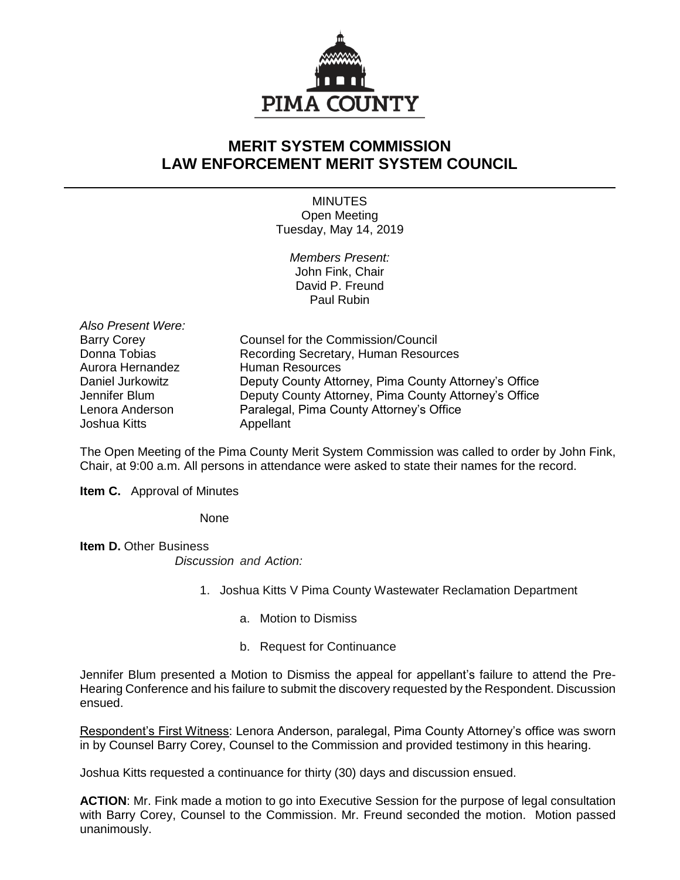PIMA COUNTY

# MERIT SYSTEM COMMISSION
# LAW ENFORCEMENT MERIT SYSTEM COUNCIL

MINUTES
Open Meeting
Tuesday, May 14, 2019

*Members Present:*
John Fink, Chair
David P. Freund
Paul Rubin

*Also Present Were:*

| | |
|---|---|
| Barry Corey | Counsel for the Commission/Council |
| Donna Tobias | Recording Secretary, Human Resources |
| Aurora Hernandez | Human Resources |
| Daniel Jurkowitz | Deputy County Attorney, Pima County Attorney's Office |
| Jennifer Blum | Deputy County Attorney, Pima County Attorney's Office |
| Lenora Anderson | Paralegal, Pima County Attorney's Office |
| Joshua Kitts | Appellant |

The Open Meeting of the Pima County Merit System Commission was called to order by John Fink, Chair, at 9:00 a.m. All persons in attendance were asked to state their names for the record.

**Item C.** Approval of Minutes

None

**Item D.** Other Business

*Discussion and Action:*

1. Joshua Kitts V Pima County Wastewater Reclamation Department
   a. Motion to Dismiss
   b. Request for Continuance

Jennifer Blum presented a Motion to Dismiss the appeal for appellant's failure to attend the Pre-Hearing Conference and his failure to submit the discovery requested by the Respondent. Discussion ensued.

Respondent's First Witness: Lenora Anderson, paralegal, Pima County Attorney's office was sworn in by Counsel Barry Corey, Counsel to the Commission and provided testimony in this hearing.

Joshua Kitts requested a continuance for thirty (30) days and discussion ensued.

**ACTION**: Mr. Fink made a motion to go into Executive Session for the purpose of legal consultation with Barry Corey, Counsel to the Commission. Mr. Freund seconded the motion. Motion passed unanimously.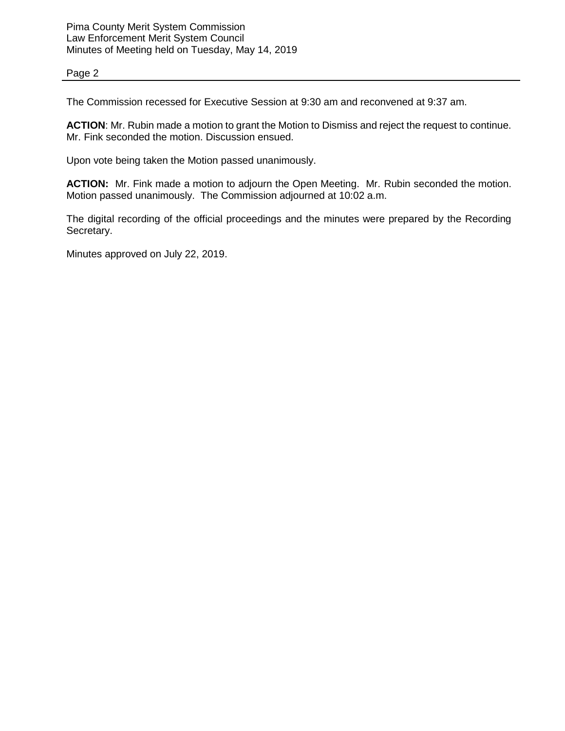The Commission recessed for Executive Session at 9:30 am and reconvened at 9:37 am.

**ACTION**: Mr. Rubin made a motion to grant the Motion to Dismiss and reject the request to continue. Mr. Fink seconded the motion. Discussion ensued.

Upon vote being taken the Motion passed unanimously.

**ACTION:** Mr. Fink made a motion to adjourn the Open Meeting. Mr. Rubin seconded the motion. Motion passed unanimously. The Commission adjourned at 10:02 a.m.

The digital recording of the official proceedings and the minutes were prepared by the Recording Secretary.

Minutes approved on July 22, 2019.